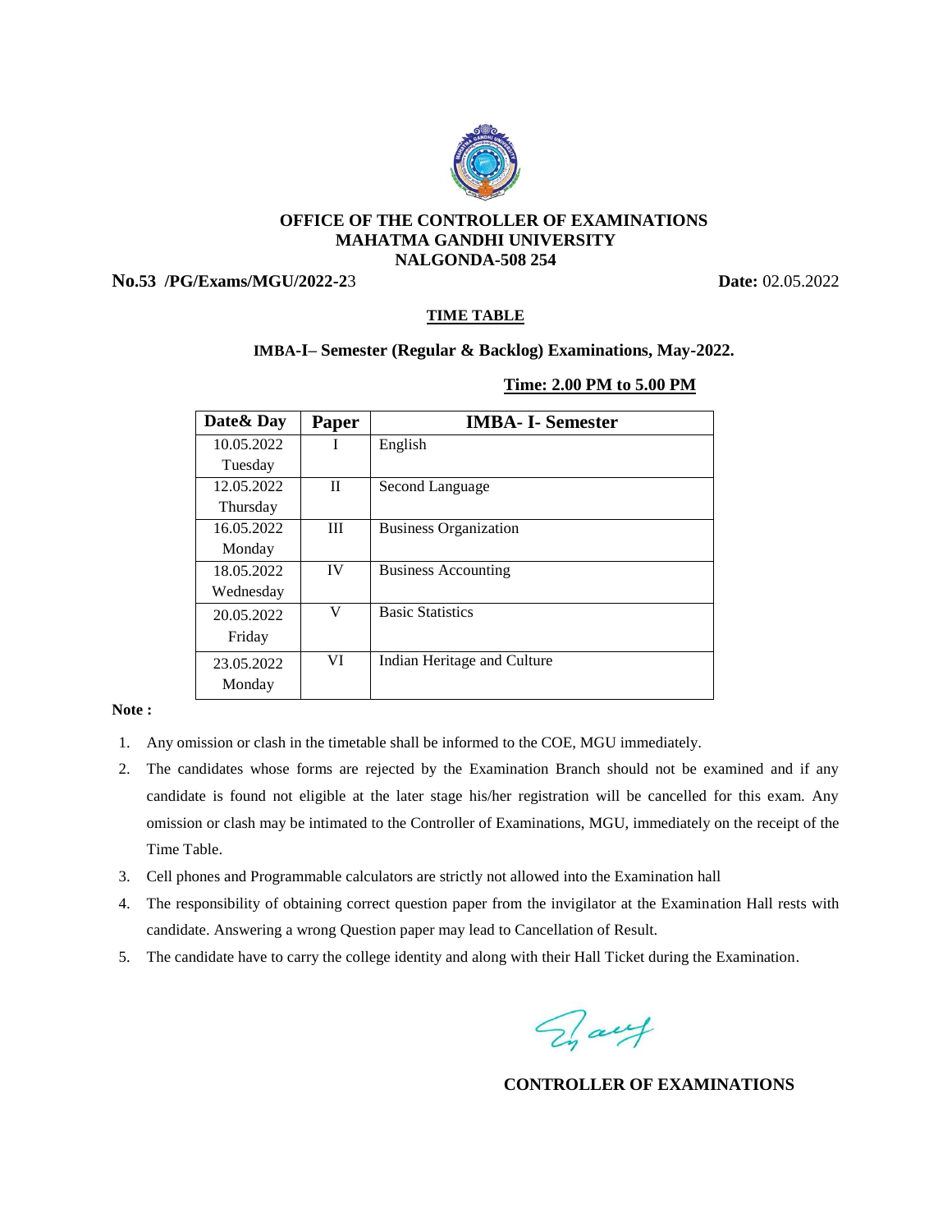**OFFICE OF THE CONTROLLER OF EXAMINATIONS**
**MAHATMA GANDHI UNIVERSITY**
**NALGONDA-508 254**

**No.53 /PG/Exams/MGU/2022-2**3 **Date:** 02.05.2022

**TIME TABLE**

**IMBA-I– Semester (Regular & Backlog) Examinations, May-2022.**

**Time: 2.00 PM to 5.00 PM**

| Date& Day | Paper | IMBA- I- Semester |
|---|---|---|
| 10.05.2022 Tuesday | I | English |
| 12.05.2022 Thursday | II | Second Language |
| 16.05.2022 Monday | III | Business Organization |
| 18.05.2022 Wednesday | IV | Business Accounting |
| 20.05.2022 Friday | V | Basic Statistics |
| 23.05.2022 Monday | VI | Indian Heritage and Culture |

**Note :**

1. Any omission or clash in the timetable shall be informed to the COE, MGU immediately.
2. The candidates whose forms are rejected by the Examination Branch should not be examined and if any candidate is found not eligible at the later stage his/her registration will be cancelled for this exam. Any omission or clash may be intimated to the Controller of Examinations, MGU, immediately on the receipt of the Time Table.
3. Cell phones and Programmable calculators are strictly not allowed into the Examination hall
4. The responsibility of obtaining correct question paper from the invigilator at the Examination Hall rests with candidate. Answering a wrong Question paper may lead to Cancellation of Result.
5. The candidate have to carry the college identity and along with their Hall Ticket during the Examination.

**CONTROLLER OF EXAMINATIONS**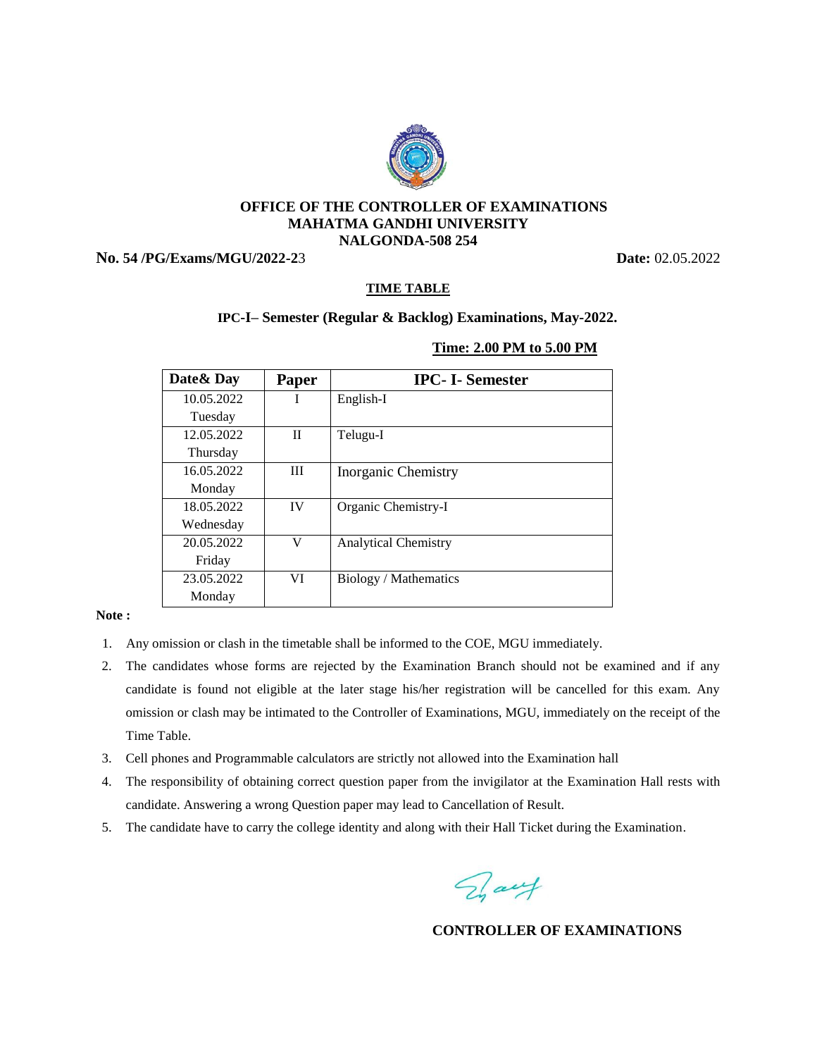**OFFICE OF THE CONTROLLER OF EXAMINATIONS**
**MAHATMA GANDHI UNIVERSITY**
**NALGONDA-508 254**

**No. 54 /PG/Exams/MGU/2022-2**3 **Date:** 02.05.2022

**TIME TABLE**

**IPC-I– Semester (Regular & Backlog) Examinations, May-2022.**

**Time: 2.00 PM to 5.00 PM**

| Date& Day | Paper | IPC- I- Semester |
|---|---|---|
| 10.05.2022 Tuesday | I | English-I |
| 12.05.2022 Thursday | II | Telugu-I |
| 16.05.2022 Monday | III | Inorganic Chemistry |
| 18.05.2022 Wednesday | IV | Organic Chemistry-I |
| 20.05.2022 Friday | V | Analytical Chemistry |
| 23.05.2022 Monday | VI | Biology / Mathematics |

**Note :**

1. Any omission or clash in the timetable shall be informed to the COE, MGU immediately.
2. The candidates whose forms are rejected by the Examination Branch should not be examined and if any candidate is found not eligible at the later stage his/her registration will be cancelled for this exam. Any omission or clash may be intimated to the Controller of Examinations, MGU, immediately on the receipt of the Time Table.
3. Cell phones and Programmable calculators are strictly not allowed into the Examination hall
4. The responsibility of obtaining correct question paper from the invigilator at the Examination Hall rests with candidate. Answering a wrong Question paper may lead to Cancellation of Result.
5. The candidate have to carry the college identity and along with their Hall Ticket during the Examination.

**CONTROLLER OF EXAMINATIONS**